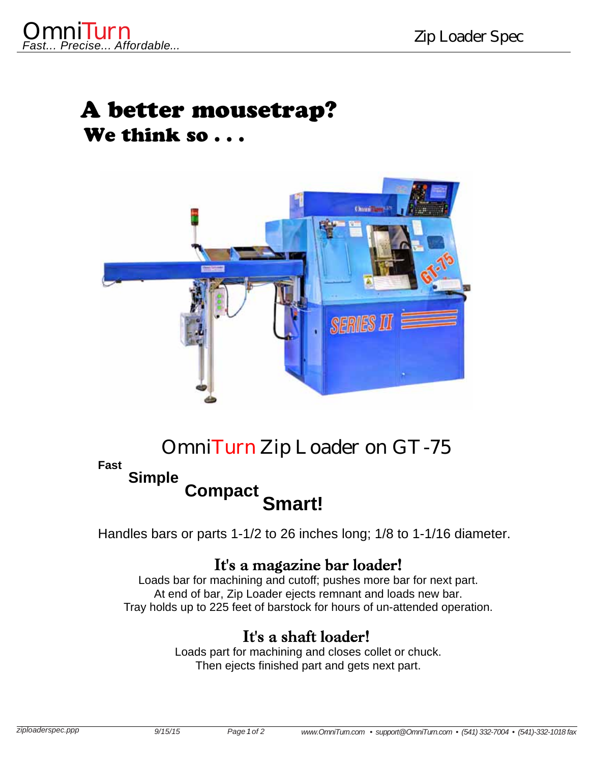# A better mousetrap?

## We think so . . .

## OmniTurn Zip Loader on GT-75

**Fast**

**Simple**

**Compact**

**Smart!**

Handles bars or parts 1-1/2 to 26 inches long; 1/8 to 1-1/16 diameter.

### It's a magazine bar loader!

Loads bar for machining and cutoff; pushes more bar for next part.
At end of bar, Zip Loader ejects remnant and loads new bar.
Tray holds up to 225 feet of barstock for hours of un-attended operation.

### It's a shaft loader!

Loads part for machining and closes collet or chuck.
Then ejects finished part and gets next part.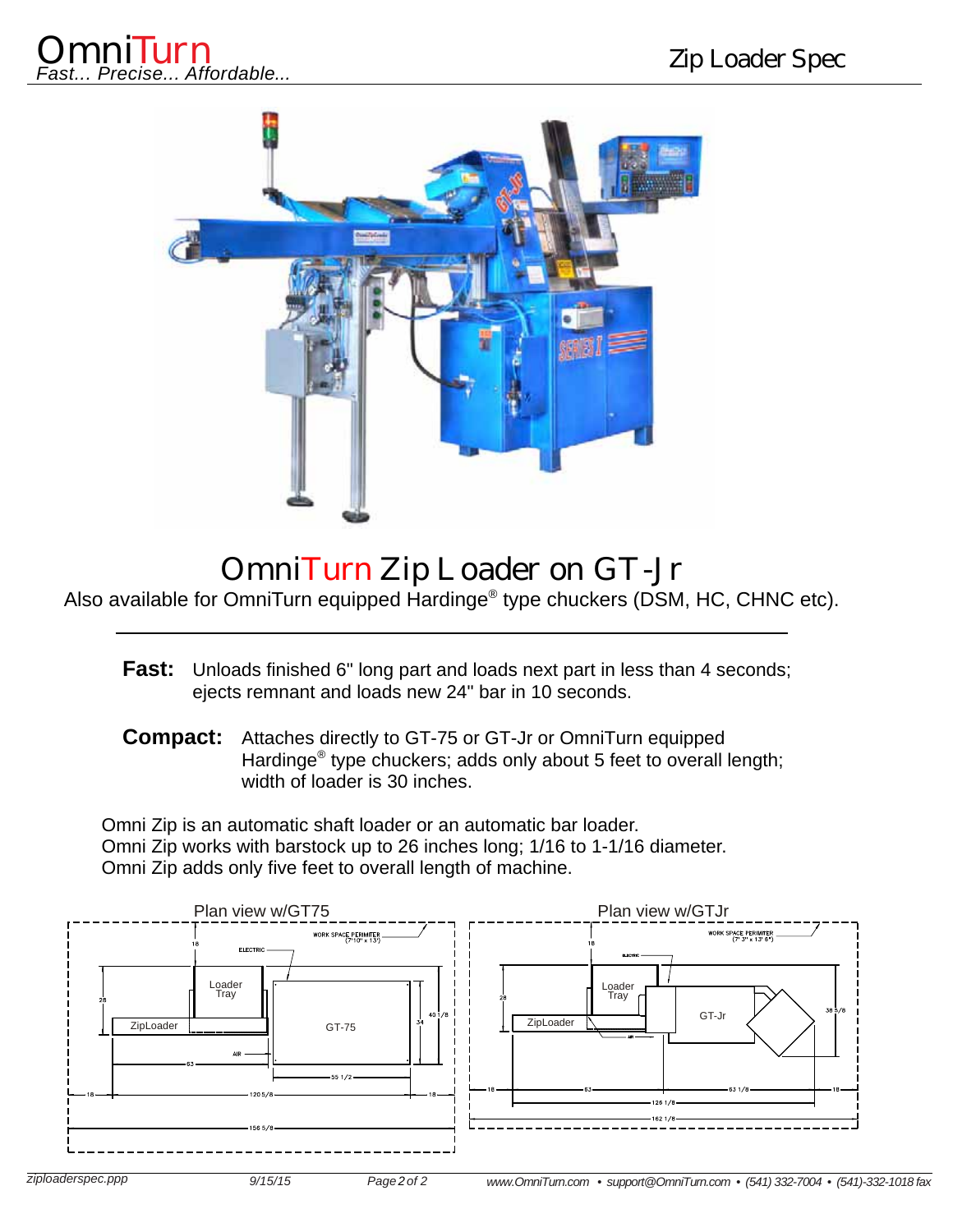# OmniTurn
*Fast... Precise... Affordable...*

## Zip Loader Spec

## OmniTurn Zip Loader on GT-Jr

Also available for OmniTurn equipped Hardinge® type chuckers (DSM, HC, CHNC etc).

**Fast:** Unloads finished 6" long part and loads next part in less than 4 seconds; ejects remnant and loads new 24" bar in 10 seconds.

**Compact:** Attaches directly to GT-75 or GT-Jr or OmniTurn equipped Hardinge® type chuckers; adds only about 5 feet to overall length; width of loader is 30 inches.

Omni Zip is an automatic shaft loader or an automatic bar loader.
Omni Zip works with barstock up to 26 inches long; 1/16 to 1-1/16 diameter.
Omni Zip adds only five feet to overall length of machine.

Plan view w/GT75

WORK SPACE PERIMETER (7'10" x 13')
ELECTRIC
18
Loader Tray
ZipLoader
GT-75
28
40 1/8
34
AIR
63
55 1/2
18
120 5/8
18
156 5/8

Plan view w/GTJr

WORK SPACE PERIMETER (7' 3" x 13' 6")
ELECTRIC
18
Loader Tray
ZipLoader
GT-Jr
28
38 5/8
AIR
18
63
63 1/8
18
126 1/8
162 1/8